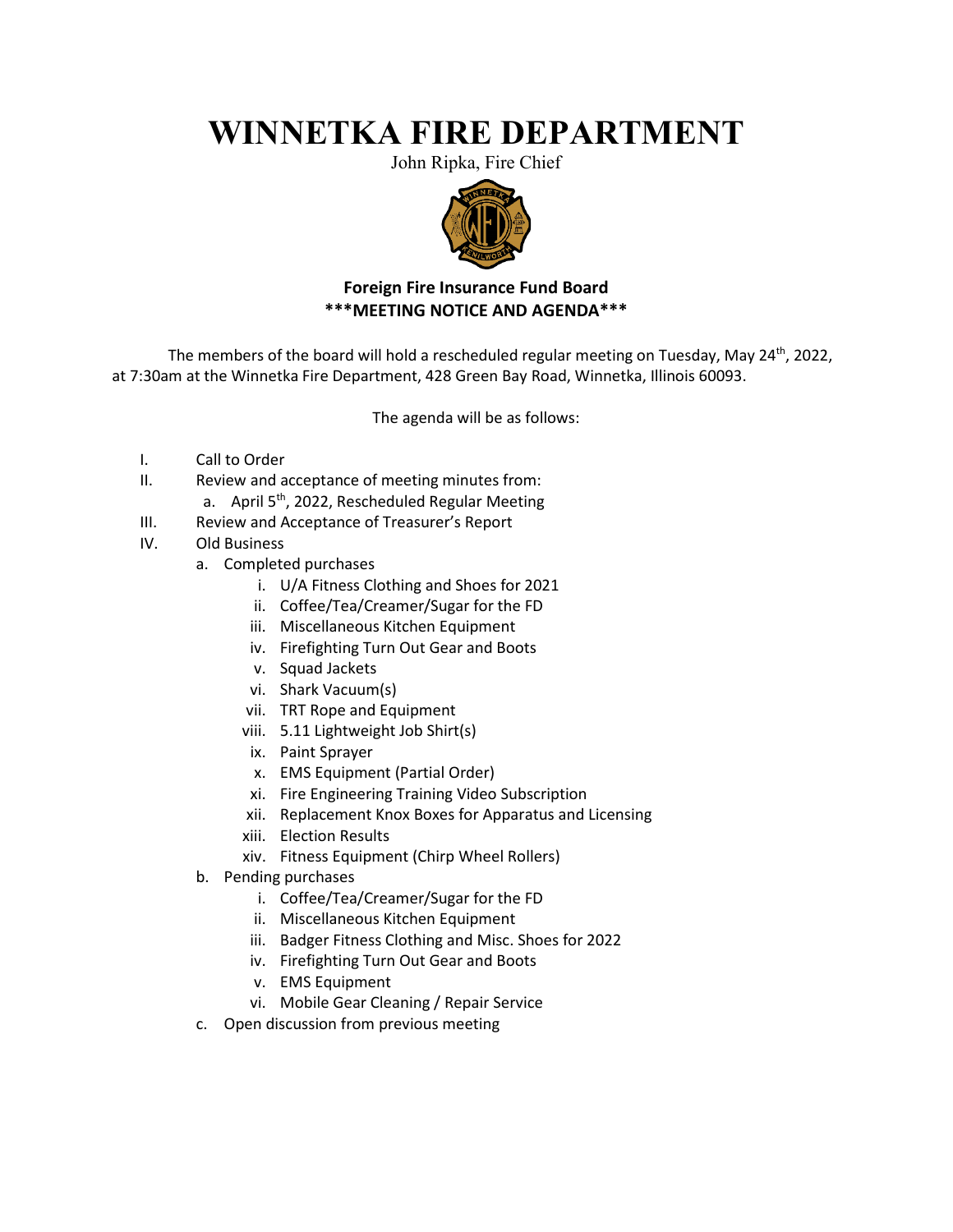# WINNETKA FIRE DEPARTMENT

John Ripka, Fire Chief

**Foreign Fire Insurance Fund Board**
**\*\*\*MEETING NOTICE AND AGENDA\*\*\***

The members of the board will hold a rescheduled regular meeting on Tuesday, May 24th, 2022, at 7:30am at the Winnetka Fire Department, 428 Green Bay Road, Winnetka, Illinois 60093.

The agenda will be as follows:

I. Call to Order

II. Review and acceptance of meeting minutes from:
   a. April 5th, 2022, Rescheduled Regular Meeting

III. Review and Acceptance of Treasurer's Report

IV. Old Business
   a. Completed purchases
      i. U/A Fitness Clothing and Shoes for 2021
      ii. Coffee/Tea/Creamer/Sugar for the FD
      iii. Miscellaneous Kitchen Equipment
      iv. Firefighting Turn Out Gear and Boots
      v. Squad Jackets
      vi. Shark Vacuum(s)
      vii. TRT Rope and Equipment
      viii. 5.11 Lightweight Job Shirt(s)
      ix. Paint Sprayer
      x. EMS Equipment (Partial Order)
      xi. Fire Engineering Training Video Subscription
      xii. Replacement Knox Boxes for Apparatus and Licensing
      xiii. Election Results
      xiv. Fitness Equipment (Chirp Wheel Rollers)
   b. Pending purchases
      i. Coffee/Tea/Creamer/Sugar for the FD
      ii. Miscellaneous Kitchen Equipment
      iii. Badger Fitness Clothing and Misc. Shoes for 2022
      iv. Firefighting Turn Out Gear and Boots
      v. EMS Equipment
      vi. Mobile Gear Cleaning / Repair Service
   c. Open discussion from previous meeting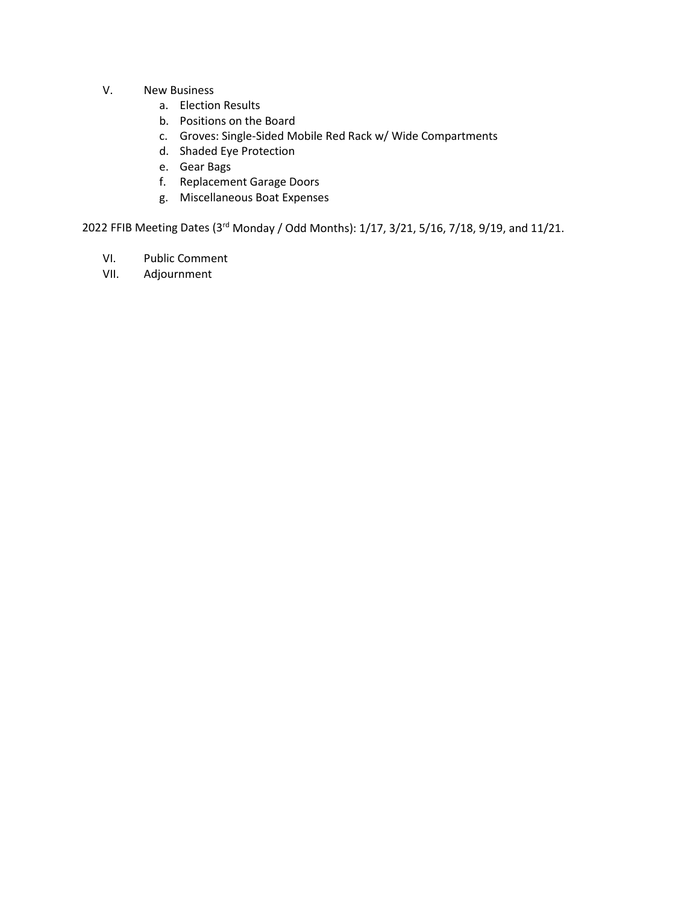V. New Business
   a. Election Results
   b. Positions on the Board
   c. Groves: Single-Sided Mobile Red Rack w/ Wide Compartments
   d. Shaded Eye Protection
   e. Gear Bags
   f. Replacement Garage Doors
   g. Miscellaneous Boat Expenses

2022 FFIB Meeting Dates (3rd Monday / Odd Months): 1/17, 3/21, 5/16, 7/18, 9/19, and 11/21.

VI. Public Comment

VII. Adjournment